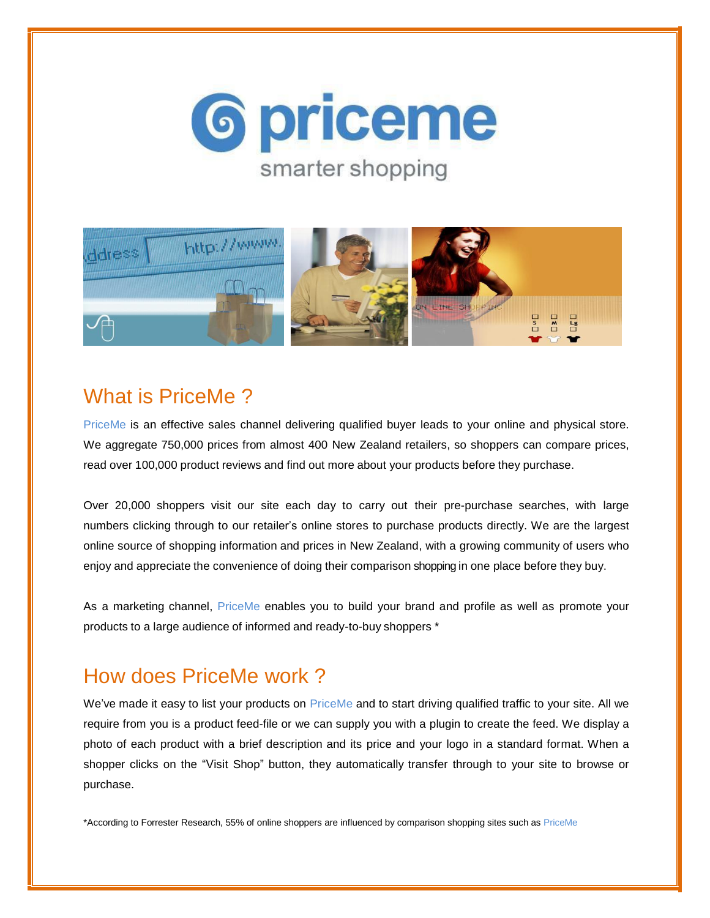# priceme

smarter shopping

## What is PriceMe ?

PriceMe is an effective sales channel delivering qualified buyer leads to your online and physical store. We aggregate 750,000 prices from almost 400 New Zealand retailers, so shoppers can compare prices, read over 100,000 product reviews and find out more about your products before they purchase.

Over 20,000 shoppers visit our site each day to carry out their pre-purchase searches, with large numbers clicking through to our retailer's online stores to purchase products directly. We are the largest online source of shopping information and prices in New Zealand, with a growing community of users who enjoy and appreciate the convenience of doing their comparison shopping in one place before they buy.

As a marketing channel, PriceMe enables you to build your brand and profile as well as promote your products to a large audience of informed and ready-to-buy shoppers *

## How does PriceMe work ?

We've made it easy to list your products on PriceMe and to start driving qualified traffic to your site. All we require from you is a product feed-file or we can supply you with a plugin to create the feed. We display a photo of each product with a brief description and its price and your logo in a standard format. When a shopper clicks on the "Visit Shop" button, they automatically transfer through to your site to browse or purchase.

*According to Forrester Research, 55% of online shoppers are influenced by comparison shopping sites such as PriceMe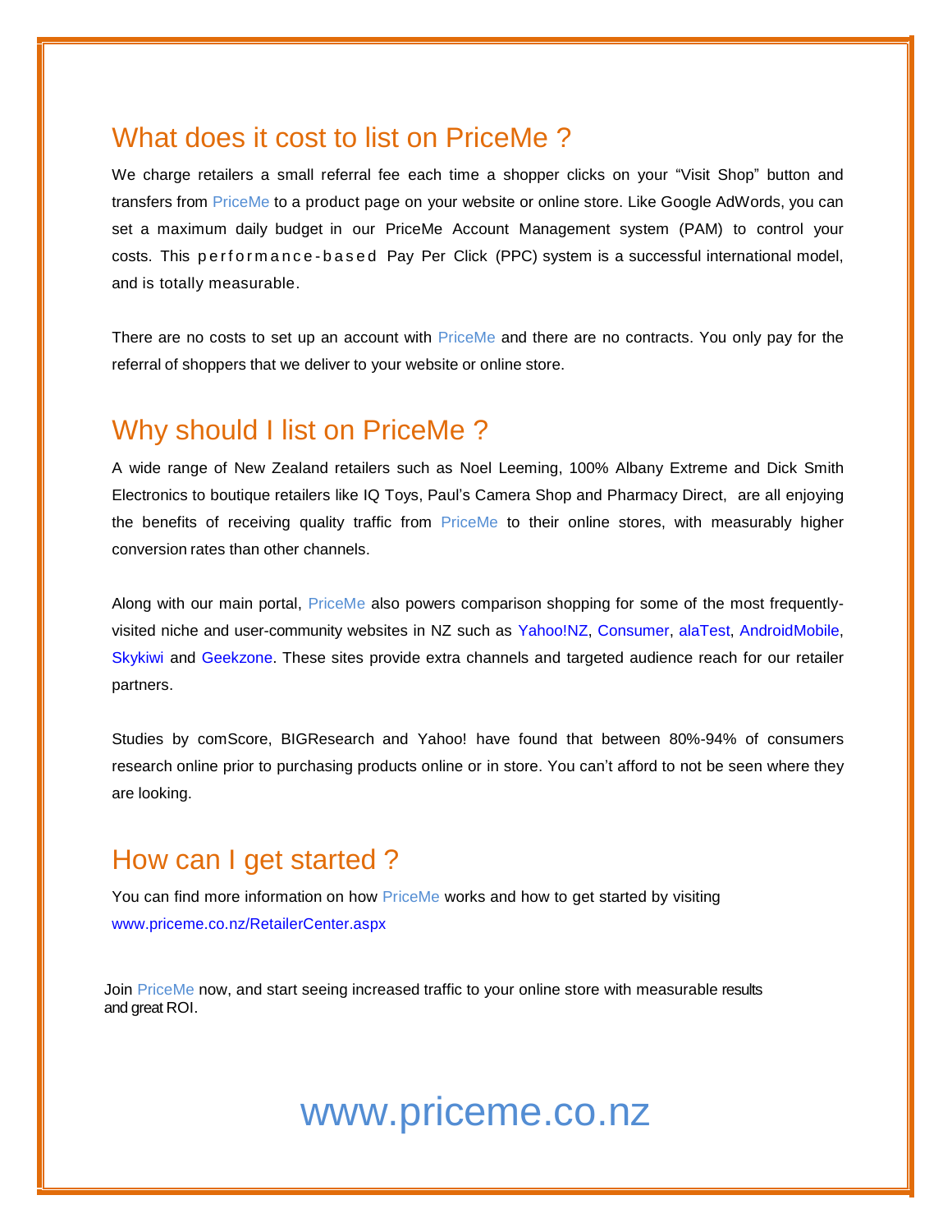## What does it cost to list on PriceMe ?

We charge retailers a small referral fee each time a shopper clicks on your "Visit Shop" button and transfers from PriceMe to a product page on your website or online store. Like Google AdWords, you can set a maximum daily budget in our PriceMe Account Management system (PAM) to control your costs. This performance-based Pay Per Click (PPC) system is a successful international model, and is totally measurable.

There are no costs to set up an account with PriceMe and there are no contracts. You only pay for the referral of shoppers that we deliver to your website or online store.

## Why should I list on PriceMe ?

A wide range of New Zealand retailers such as Noel Leeming, 100% Albany Extreme and Dick Smith Electronics to boutique retailers like IQ Toys, Paul's Camera Shop and Pharmacy Direct, are all enjoying the benefits of receiving quality traffic from PriceMe to their online stores, with measurably higher conversion rates than other channels.

Along with our main portal, PriceMe also powers comparison shopping for some of the most frequently-visited niche and user-community websites in NZ such as Yahoo!NZ, Consumer, alaTest, AndroidMobile, Skykiwi and Geekzone. These sites provide extra channels and targeted audience reach for our retailer partners.

Studies by comScore, BIGResearch and Yahoo! have found that between 80%-94% of consumers research online prior to purchasing products online or in store. You can't afford to not be seen where they are looking.

## How can I get started ?

You can find more information on how PriceMe works and how to get started by visiting www.priceme.co.nz/RetailerCenter.aspx

Join PriceMe now, and start seeing increased traffic to your online store with measurable results and great ROI.

# www.priceme.co.nz